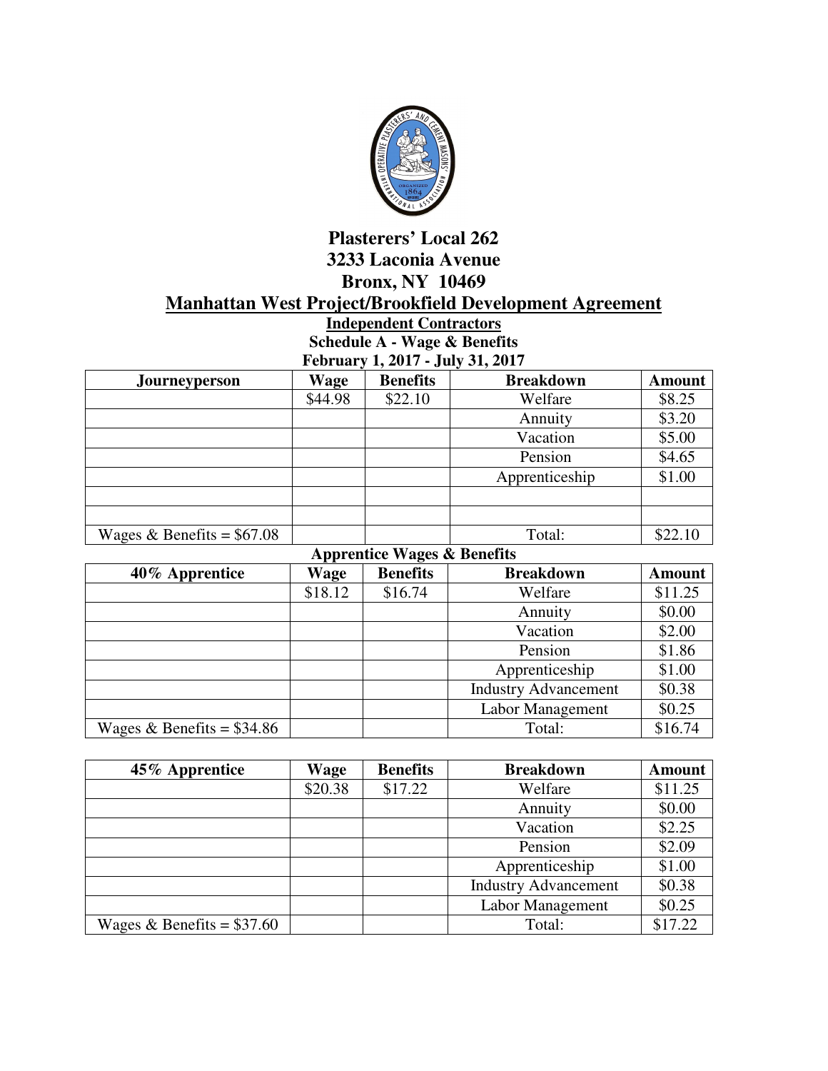# Plasterers' Local 262

## 3233 Laconia Avenue

## Bronx, NY 10469

## Manhattan West Project/Brookfield Development Agreement

### Independent Contractors

### Schedule A - Wage & Benefits

### February 1, 2017 - July 31, 2017

| Journeyperson | Wage | Benefits | Breakdown | Amount |
|---|---|---|---|---|
| | $44.98 | $22.10 | Welfare | $8.25 |
| | | | Annuity | $3.20 |
| | | | Vacation | $5.00 |
| | | | Pension | $4.65 |
| | | | Apprenticeship | $1.00 |
| | | | | |
| | | | | |
| Wages & Benefits = $67.08 | | | Total: | $22.10 |

### Apprentice Wages & Benefits

| 40% Apprentice | Wage | Benefits | Breakdown | Amount |
|---|---|---|---|---|
| | $18.12 | $16.74 | Welfare | $11.25 |
| | | | Annuity | $0.00 |
| | | | Vacation | $2.00 |
| | | | Pension | $1.86 |
| | | | Apprenticeship | $1.00 |
| | | | Industry Advancement | $0.38 |
| | | | Labor Management | $0.25 |
| Wages & Benefits = $34.86 | | | Total: | $16.74 |

| 45% Apprentice | Wage | Benefits | Breakdown | Amount |
|---|---|---|---|---|
| | $20.38 | $17.22 | Welfare | $11.25 |
| | | | Annuity | $0.00 |
| | | | Vacation | $2.25 |
| | | | Pension | $2.09 |
| | | | Apprenticeship | $1.00 |
| | | | Industry Advancement | $0.38 |
| | | | Labor Management | $0.25 |
| Wages & Benefits = $37.60 | | | Total: | $17.22 |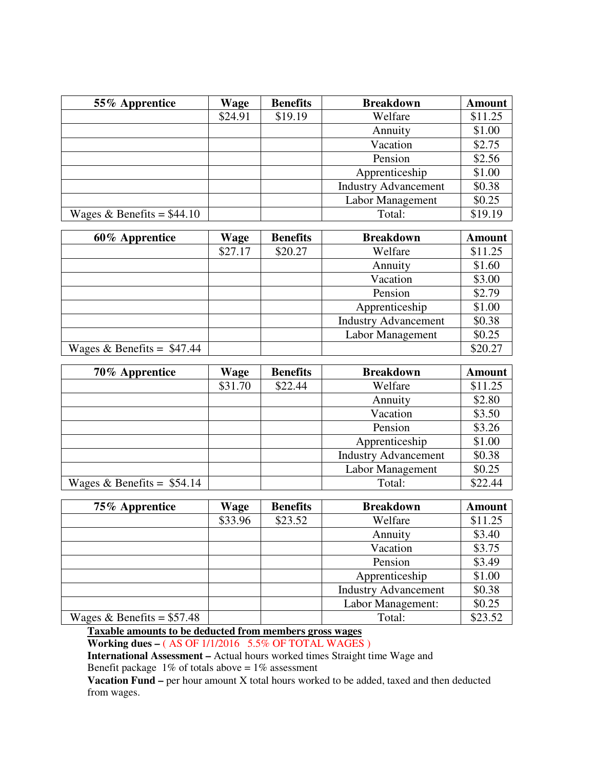| 55% Apprentice | Wage | Benefits | Breakdown | Amount |
|---|---|---|---|---|
| | $24.91 | $19.19 | Welfare | $11.25 |
| | | | Annuity | $1.00 |
| | | | Vacation | $2.75 |
| | | | Pension | $2.56 |
| | | | Apprenticeship | $1.00 |
| | | | Industry Advancement | $0.38 |
| | | | Labor Management | $0.25 |
| Wages & Benefits = $44.10 | | | Total: | $19.19 |

| 60% Apprentice | Wage | Benefits | Breakdown | Amount |
|---|---|---|---|---|
| | $27.17 | $20.27 | Welfare | $11.25 |
| | | | Annuity | $1.60 |
| | | | Vacation | $3.00 |
| | | | Pension | $2.79 |
| | | | Apprenticeship | $1.00 |
| | | | Industry Advancement | $0.38 |
| | | | Labor Management | $0.25 |
| Wages & Benefits = $47.44 | | | | $20.27 |

| 70% Apprentice | Wage | Benefits | Breakdown | Amount |
|---|---|---|---|---|
| | $31.70 | $22.44 | Welfare | $11.25 |
| | | | Annuity | $2.80 |
| | | | Vacation | $3.50 |
| | | | Pension | $3.26 |
| | | | Apprenticeship | $1.00 |
| | | | Industry Advancement | $0.38 |
| | | | Labor Management | $0.25 |
| Wages & Benefits = $54.14 | | | Total: | $22.44 |

| 75% Apprentice | Wage | Benefits | Breakdown | Amount |
|---|---|---|---|---|
| | $33.96 | $23.52 | Welfare | $11.25 |
| | | | Annuity | $3.40 |
| | | | Vacation | $3.75 |
| | | | Pension | $3.49 |
| | | | Apprenticeship | $1.00 |
| | | | Industry Advancement | $0.38 |
| | | | Labor Management: | $0.25 |
| Wages & Benefits = $57.48 | | | Total: | $23.52 |

**Taxable amounts to be deducted from members gross wages**

**Working dues –** ( AS OF 1/1/2016 5.5% OF TOTAL WAGES )

**International Assessment –** Actual hours worked times Straight time Wage and Benefit package 1% of totals above = 1% assessment

**Vacation Fund –** per hour amount X total hours worked to be added, taxed and then deducted from wages.